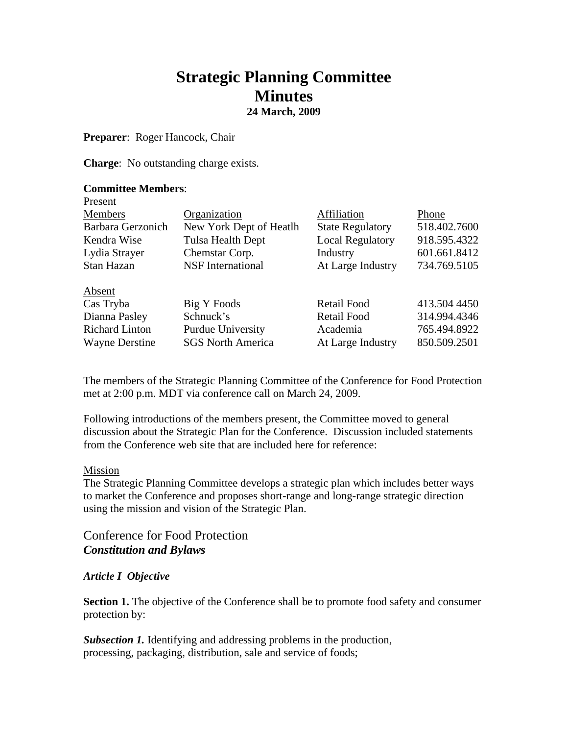# Strategic Planning Committee Minutes

**24 March, 2009**

**Preparer**: Roger Hancock, Chair

**Charge**: No outstanding charge exists.

**Committee Members**:

Present

| Members | Organization | Affiliation | Phone |
|---|---|---|---|
| Barbara Gerzonich | New York Dept of Heatlh | State Regulatory | 518.402.7600 |
| Kendra Wise | Tulsa Health Dept | Local Regulatory | 918.595.4322 |
| Lydia Strayer | Chemstar Corp. | Industry | 601.661.8412 |
| Stan Hazan | NSF International | At Large Industry | 734.769.5105 |

Absent

| | | | |
|---|---|---|---|
| Cas Tryba | Big Y Foods | Retail Food | 413.504 4450 |
| Dianna Pasley | Schnuck's | Retail Food | 314.994.4346 |
| Richard Linton | Purdue University | Academia | 765.494.8922 |
| Wayne Derstine | SGS North America | At Large Industry | 850.509.2501 |

The members of the Strategic Planning Committee of the Conference for Food Protection met at 2:00 p.m. MDT via conference call on March 24, 2009.

Following introductions of the members present, the Committee moved to general discussion about the Strategic Plan for the Conference. Discussion included statements from the Conference web site that are included here for reference:

Mission

The Strategic Planning Committee develops a strategic plan which includes better ways to market the Conference and proposes short-range and long-range strategic direction using the mission and vision of the Strategic Plan.

## Conference for Food Protection
## *Constitution and Bylaws*

### *Article I Objective*

**Section 1.** The objective of the Conference shall be to promote food safety and consumer protection by:

***Subsection 1.*** Identifying and addressing problems in the production, processing, packaging, distribution, sale and service of foods;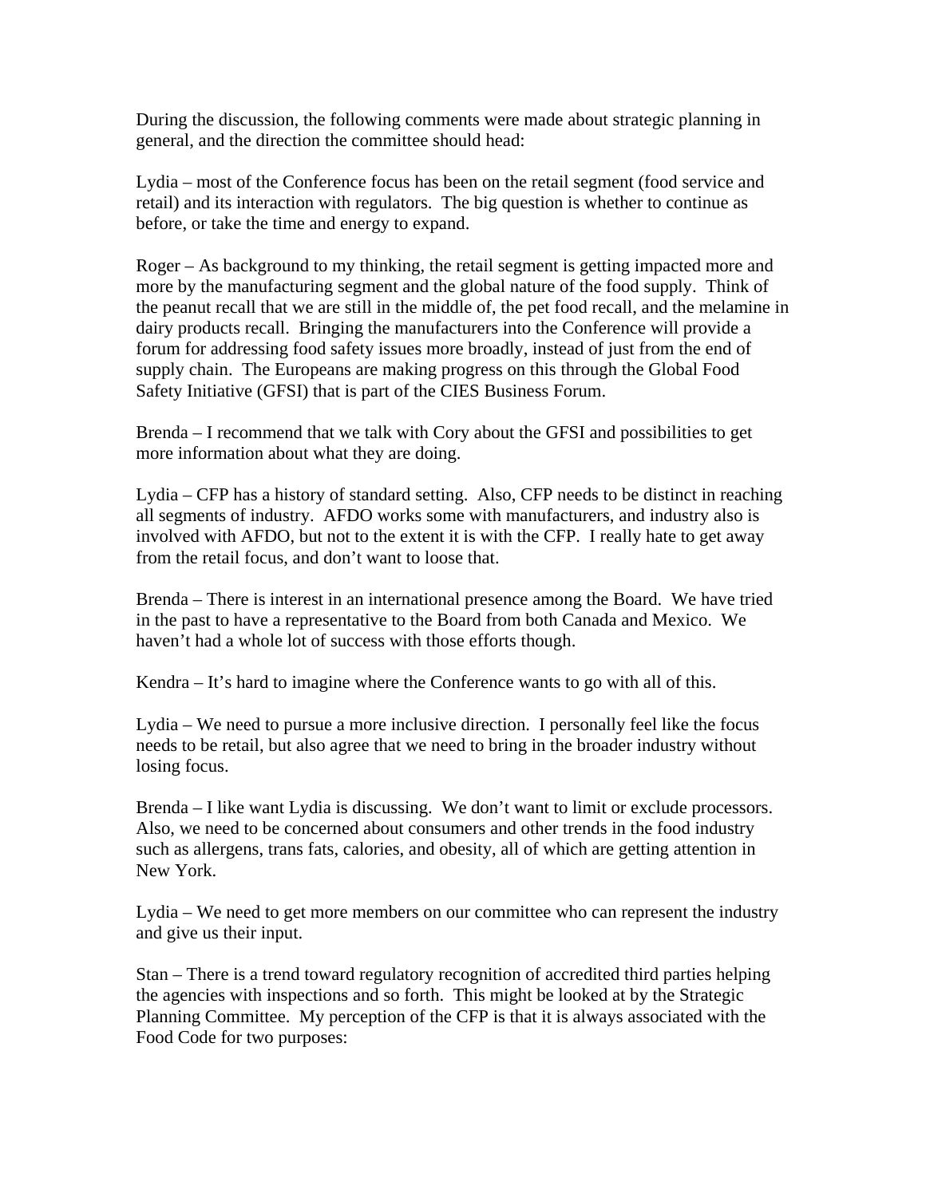During the discussion, the following comments were made about strategic planning in general, and the direction the committee should head:

Lydia – most of the Conference focus has been on the retail segment (food service and retail) and its interaction with regulators. The big question is whether to continue as before, or take the time and energy to expand.

Roger – As background to my thinking, the retail segment is getting impacted more and more by the manufacturing segment and the global nature of the food supply. Think of the peanut recall that we are still in the middle of, the pet food recall, and the melamine in dairy products recall. Bringing the manufacturers into the Conference will provide a forum for addressing food safety issues more broadly, instead of just from the end of supply chain. The Europeans are making progress on this through the Global Food Safety Initiative (GFSI) that is part of the CIES Business Forum.

Brenda – I recommend that we talk with Cory about the GFSI and possibilities to get more information about what they are doing.

Lydia – CFP has a history of standard setting. Also, CFP needs to be distinct in reaching all segments of industry. AFDO works some with manufacturers, and industry also is involved with AFDO, but not to the extent it is with the CFP. I really hate to get away from the retail focus, and don't want to loose that.

Brenda – There is interest in an international presence among the Board. We have tried in the past to have a representative to the Board from both Canada and Mexico. We haven't had a whole lot of success with those efforts though.

Kendra – It's hard to imagine where the Conference wants to go with all of this.

Lydia – We need to pursue a more inclusive direction. I personally feel like the focus needs to be retail, but also agree that we need to bring in the broader industry without losing focus.

Brenda – I like want Lydia is discussing. We don't want to limit or exclude processors. Also, we need to be concerned about consumers and other trends in the food industry such as allergens, trans fats, calories, and obesity, all of which are getting attention in New York.

Lydia – We need to get more members on our committee who can represent the industry and give us their input.

Stan – There is a trend toward regulatory recognition of accredited third parties helping the agencies with inspections and so forth. This might be looked at by the Strategic Planning Committee. My perception of the CFP is that it is always associated with the Food Code for two purposes: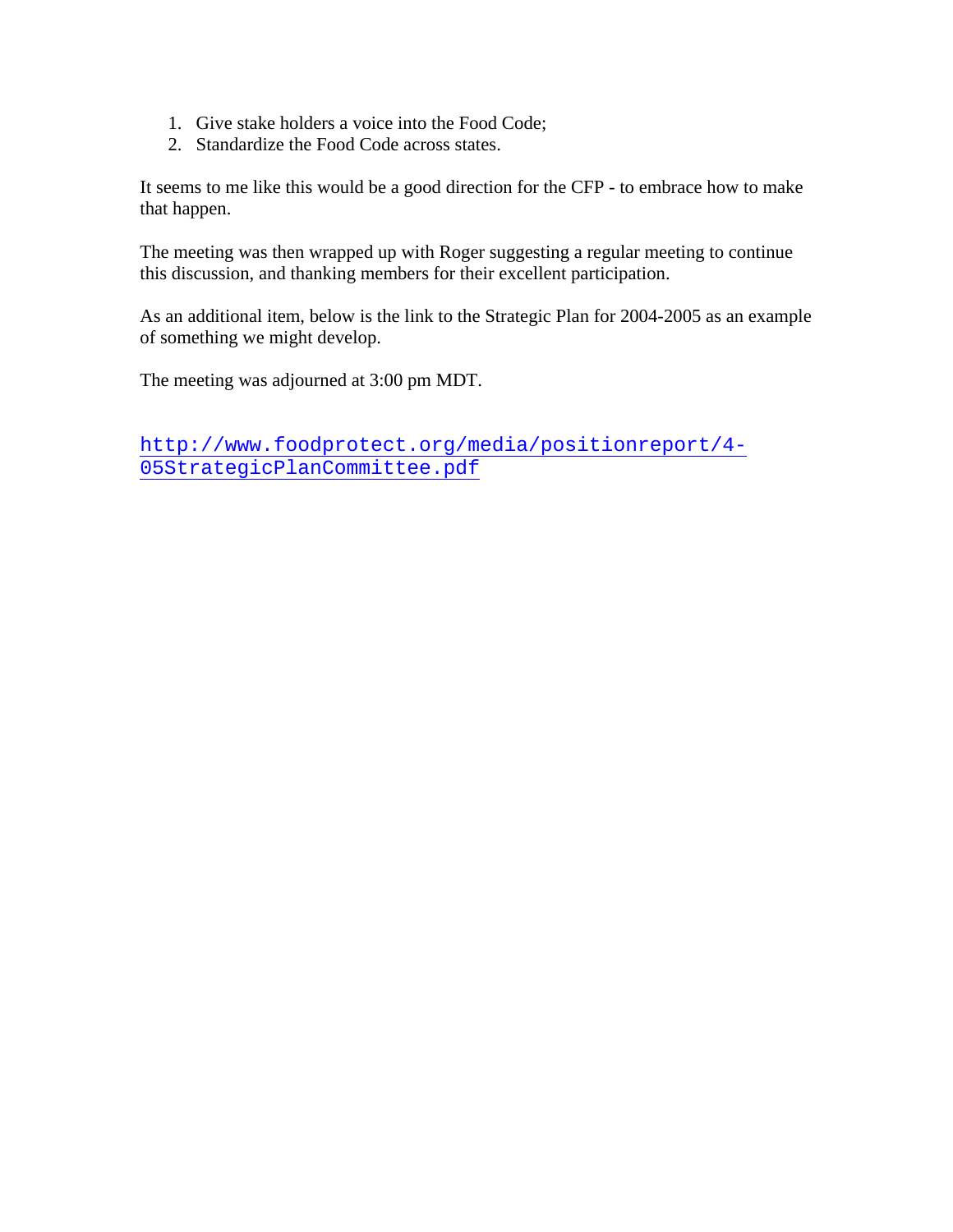1. Give stake holders a voice into the Food Code;
2. Standardize the Food Code across states.

It seems to me like this would be a good direction for the CFP - to embrace how to make that happen.

The meeting was then wrapped up with Roger suggesting a regular meeting to continue this discussion, and thanking members for their excellent participation.

As an additional item, below is the link to the Strategic Plan for 2004-2005 as an example of something we might develop.

The meeting was adjourned at 3:00 pm MDT.

http://www.foodprotect.org/media/positionreport/4-05StrategicPlanCommittee.pdf